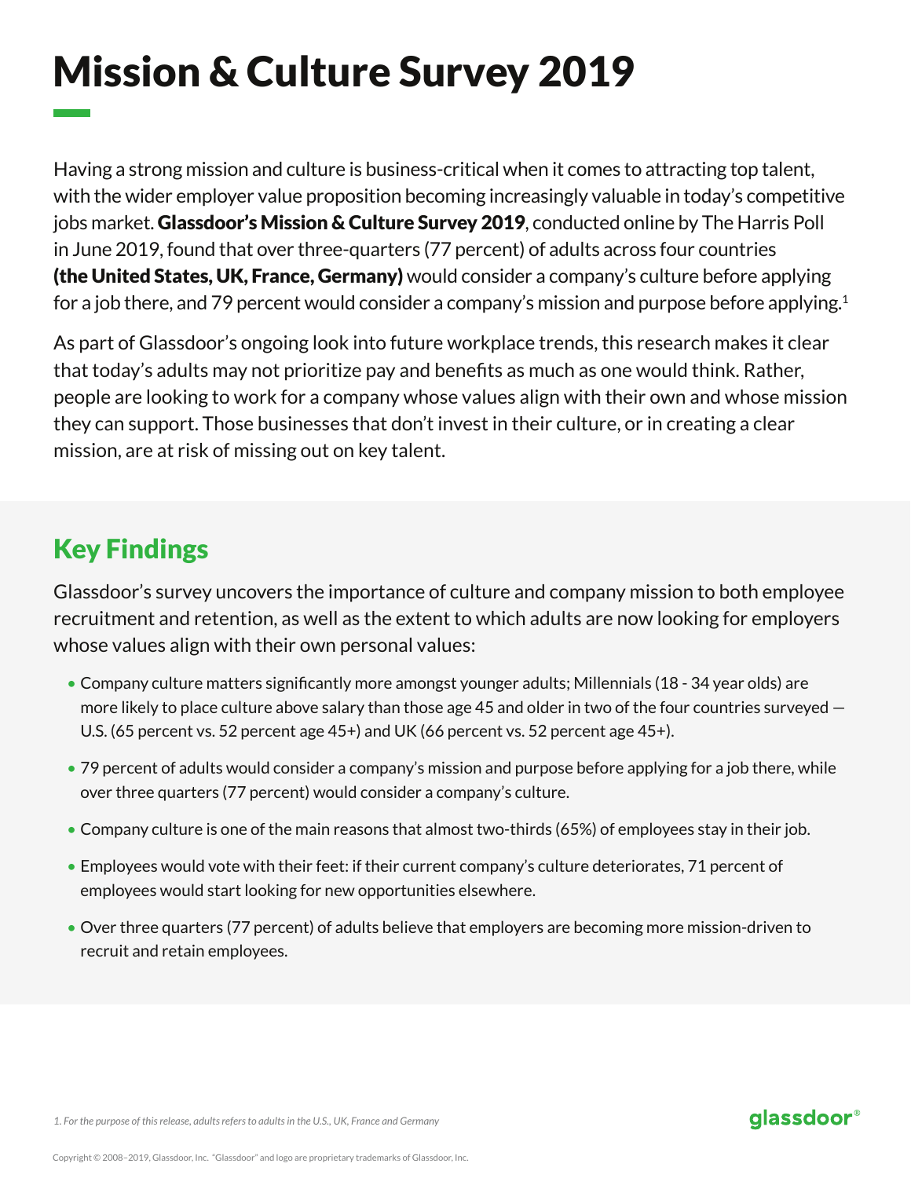# Mission & Culture Survey 2019

Having a strong mission and culture is business-critical when it comes to attracting top talent, with the wider employer value proposition becoming increasingly valuable in today's competitive jobs market. **Glassdoor's Mission & Culture Survey 2019**, conducted online by The Harris Poll in June 2019, found that over three-quarters (77 percent) of adults across four countries **(the United States, UK, France, Germany)** would consider a company's culture before applying for a job there, and 79 percent would consider a company's mission and purpose before applying.[1]

As part of Glassdoor's ongoing look into future workplace trends, this research makes it clear that today's adults may not prioritize pay and benefits as much as one would think. Rather, people are looking to work for a company whose values align with their own and whose mission they can support. Those businesses that don't invest in their culture, or in creating a clear mission, are at risk of missing out on key talent.

## Key Findings

Glassdoor's survey uncovers the importance of culture and company mission to both employee recruitment and retention, as well as the extent to which adults are now looking for employers whose values align with their own personal values:

- Company culture matters significantly more amongst younger adults; Millennials (18 - 34 year olds) are more likely to place culture above salary than those age 45 and older in two of the four countries surveyed — U.S. (65 percent vs. 52 percent age 45+) and UK (66 percent vs. 52 percent age 45+).
- 79 percent of adults would consider a company's mission and purpose before applying for a job there, while over three quarters (77 percent) would consider a company's culture.
- Company culture is one of the main reasons that almost two-thirds (65%) of employees stay in their job.
- Employees would vote with their feet: if their current company's culture deteriorates, 71 percent of employees would start looking for new opportunities elsewhere.
- Over three quarters (77 percent) of adults believe that employers are becoming more mission-driven to recruit and retain employees.

*1. For the purpose of this release, adults refers to adults in the U.S., UK, France and Germany*

Copyright © 2008–2019, Glassdoor, Inc. "Glassdoor" and logo are proprietary trademarks of Glassdoor, Inc.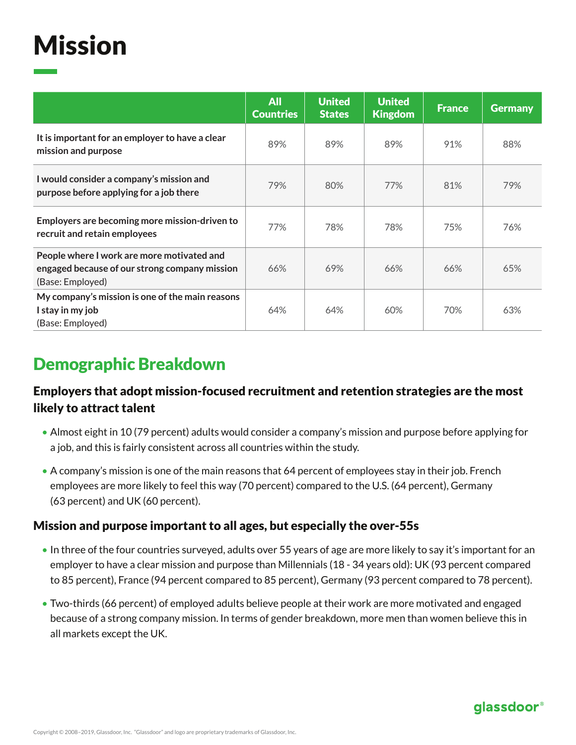# Mission

| | All Countries | United States | United Kingdom | France | Germany |
|---|---|---|---|---|---|
| **It is important for an employer to have a clear mission and purpose** | 89% | 89% | 89% | 91% | 88% |
| **I would consider a company's mission and purpose before applying for a job there** | 79% | 80% | 77% | 81% | 79% |
| **Employers are becoming more mission-driven to recruit and retain employees** | 77% | 78% | 78% | 75% | 76% |
| **People where I work are more motivated and engaged because of our strong company mission** (Base: Employed) | 66% | 69% | 66% | 66% | 65% |
| **My company's mission is one of the main reasons I stay in my job** (Base: Employed) | 64% | 64% | 60% | 70% | 63% |

## Demographic Breakdown

### Employers that adopt mission-focused recruitment and retention strategies are the most likely to attract talent

- Almost eight in 10 (79 percent) adults would consider a company's mission and purpose before applying for a job, and this is fairly consistent across all countries within the study.
- A company's mission is one of the main reasons that 64 percent of employees stay in their job. French employees are more likely to feel this way (70 percent) compared to the U.S. (64 percent), Germany (63 percent) and UK (60 percent).

### Mission and purpose important to all ages, but especially the over-55s

- In three of the four countries surveyed, adults over 55 years of age are more likely to say it's important for an employer to have a clear mission and purpose than Millennials (18 - 34 years old): UK (93 percent compared to 85 percent), France (94 percent compared to 85 percent), Germany (93 percent compared to 78 percent).
- Two-thirds (66 percent) of employed adults believe people at their work are more motivated and engaged because of a strong company mission. In terms of gender breakdown, more men than women believe this in all markets except the UK.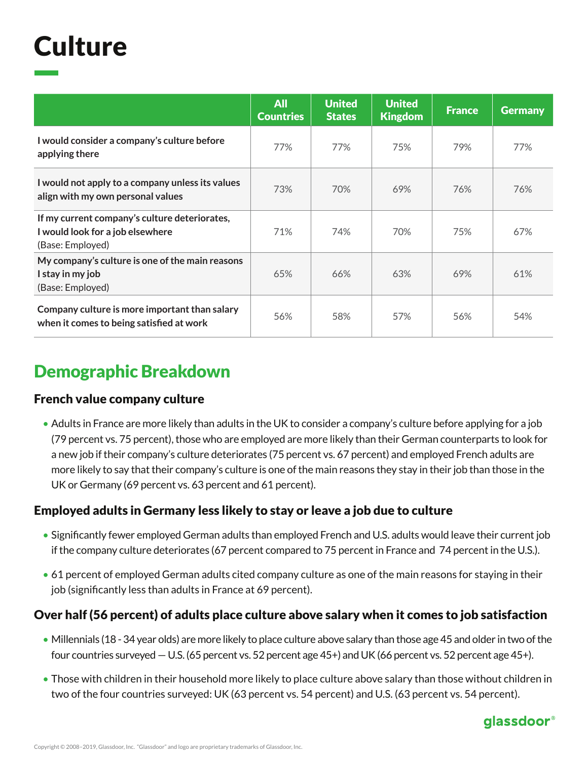# Culture

| | All Countries | United States | United Kingdom | France | Germany |
|---|---|---|---|---|---|
| **I would consider a company's culture before applying there** | 77% | 77% | 75% | 79% | 77% |
| **I would not apply to a company unless its values align with my own personal values** | 73% | 70% | 69% | 76% | 76% |
| **If my current company's culture deteriorates, I would look for a job elsewhere** (Base: Employed) | 71% | 74% | 70% | 75% | 67% |
| **My company's culture is one of the main reasons I stay in my job** (Base: Employed) | 65% | 66% | 63% | 69% | 61% |
| **Company culture is more important than salary when it comes to being satisfied at work** | 56% | 58% | 57% | 56% | 54% |

## Demographic Breakdown

### French value company culture

- Adults in France are more likely than adults in the UK to consider a company's culture before applying for a job (79 percent vs. 75 percent), those who are employed are more likely than their German counterparts to look for a new job if their company's culture deteriorates (75 percent vs. 67 percent) and employed French adults are more likely to say that their company's culture is one of the main reasons they stay in their job than those in the UK or Germany (69 percent vs. 63 percent and 61 percent).

### Employed adults in Germany less likely to stay or leave a job due to culture

- Significantly fewer employed German adults than employed French and U.S. adults would leave their current job if the company culture deteriorates (67 percent compared to 75 percent in France and 74 percent in the U.S.).
- 61 percent of employed German adults cited company culture as one of the main reasons for staying in their job (significantly less than adults in France at 69 percent).

### Over half (56 percent) of adults place culture above salary when it comes to job satisfaction

- Millennials (18 - 34 year olds) are more likely to place culture above salary than those age 45 and older in two of the four countries surveyed — U.S. (65 percent vs. 52 percent age 45+) and UK (66 percent vs. 52 percent age 45+).
- Those with children in their household more likely to place culture above salary than those without children in two of the four countries surveyed: UK (63 percent vs. 54 percent) and U.S. (63 percent vs. 54 percent).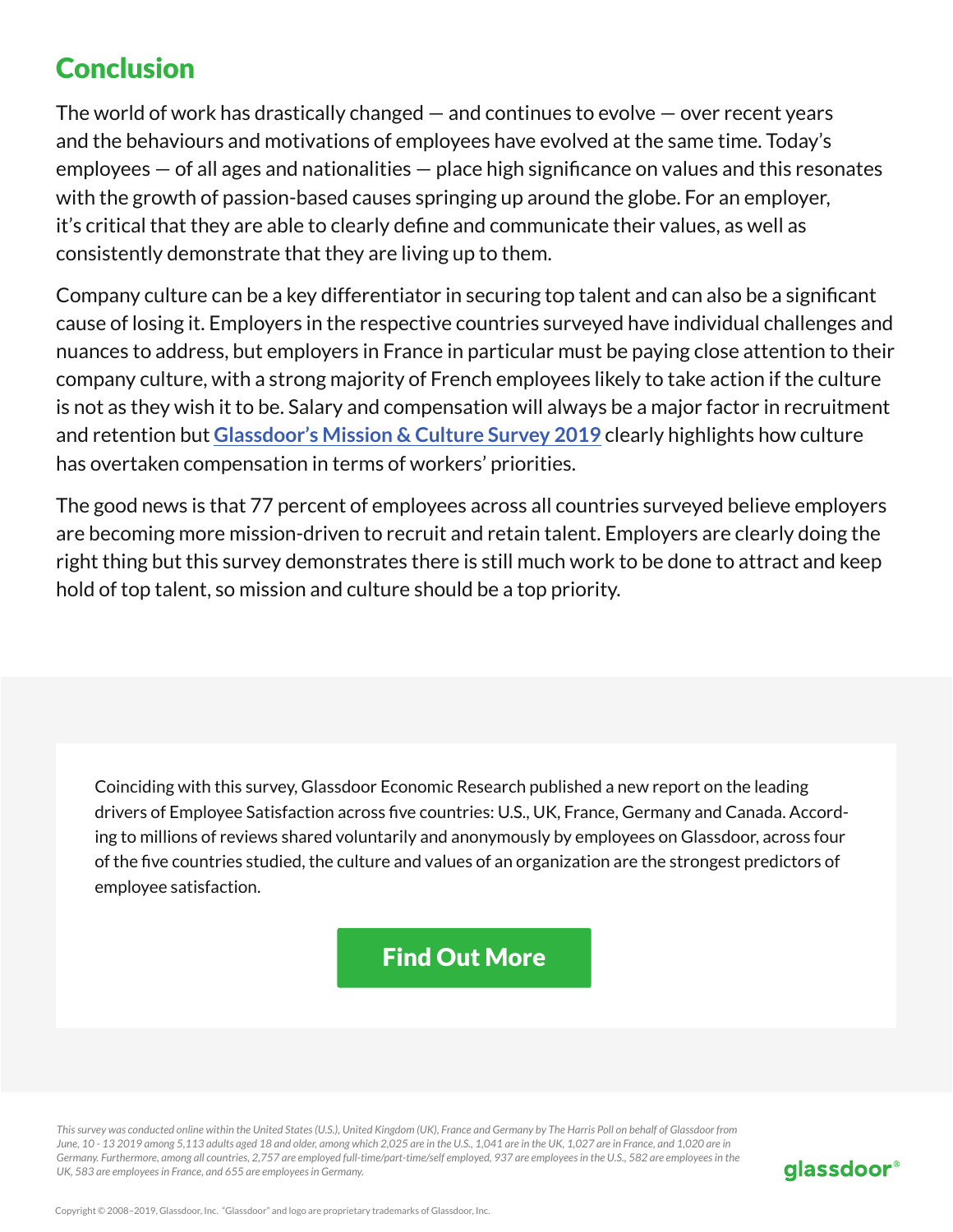## Conclusion

The world of work has drastically changed — and continues to evolve — over recent years and the behaviours and motivations of employees have evolved at the same time. Today's employees — of all ages and nationalities — place high significance on values and this resonates with the growth of passion-based causes springing up around the globe. For an employer, it's critical that they are able to clearly define and communicate their values, as well as consistently demonstrate that they are living up to them.

Company culture can be a key differentiator in securing top talent and can also be a significant cause of losing it. Employers in the respective countries surveyed have individual challenges and nuances to address, but employers in France in particular must be paying close attention to their company culture, with a strong majority of French employees likely to take action if the culture is not as they wish it to be. Salary and compensation will always be a major factor in recruitment and retention but **Glassdoor's Mission & Culture Survey 2019** clearly highlights how culture has overtaken compensation in terms of workers' priorities.

The good news is that 77 percent of employees across all countries surveyed believe employers are becoming more mission-driven to recruit and retain talent. Employers are clearly doing the right thing but this survey demonstrates there is still much work to be done to attract and keep hold of top talent, so mission and culture should be a top priority.

Coinciding with this survey, Glassdoor Economic Research published a new report on the leading drivers of Employee Satisfaction across five countries: U.S., UK, France, Germany and Canada. According to millions of reviews shared voluntarily and anonymously by employees on Glassdoor, across four of the five countries studied, the culture and values of an organization are the strongest predictors of employee satisfaction.

**Find Out More**

*This survey was conducted online within the United States (U.S.), United Kingdom (UK), France and Germany by The Harris Poll on behalf of Glassdoor from June, 10 - 13 2019 among 5,113 adults aged 18 and older, among which 2,025 are in the U.S., 1,041 are in the UK, 1,027 are in France, and 1,020 are in Germany. Furthermore, among all countries, 2,757 are employed full-time/part-time/self employed, 937 are employees in the U.S., 582 are employees in the UK, 583 are employees in France, and 655 are employees in Germany.*

glassdoor®

Copyright © 2008–2019, Glassdoor, Inc. "Glassdoor" and logo are proprietary trademarks of Glassdoor, Inc.